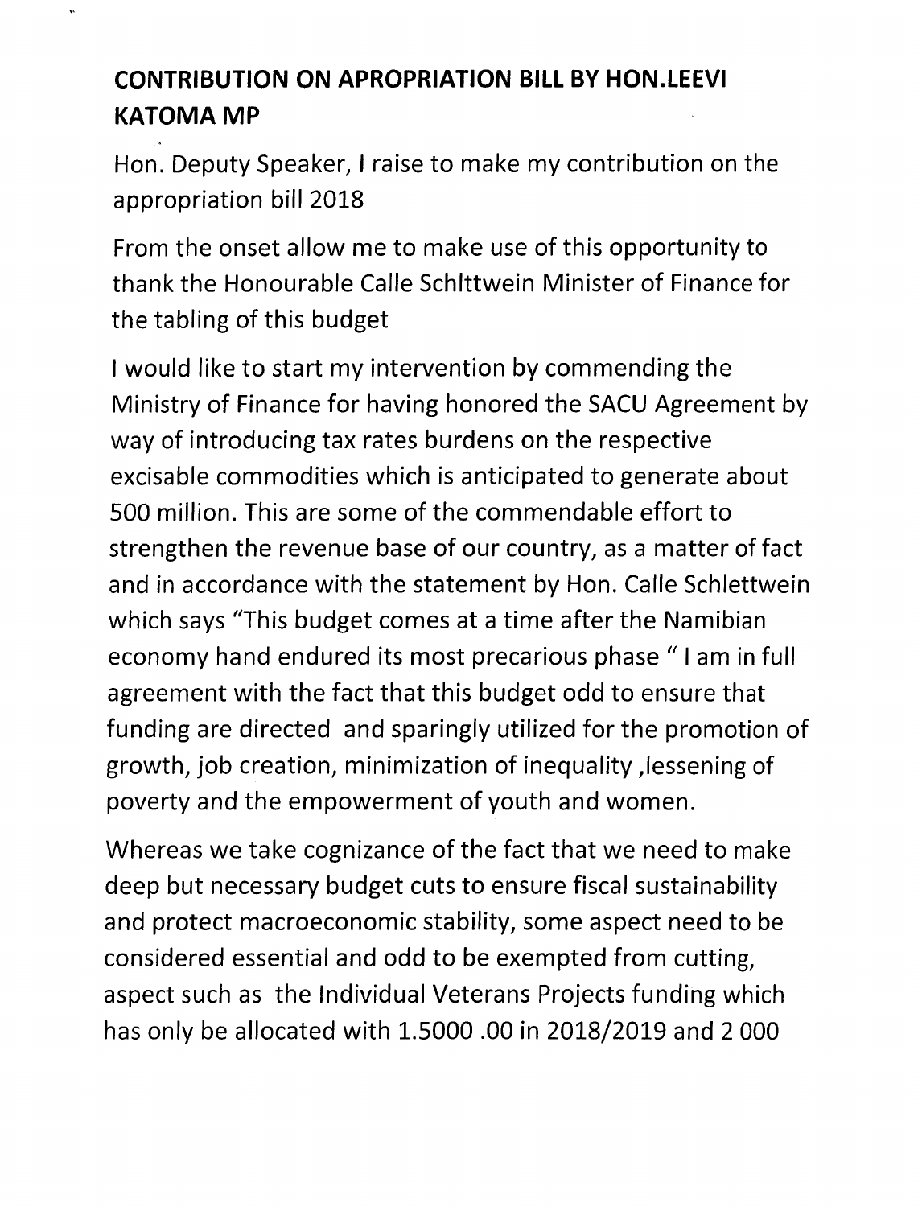# CONTRIBUTION ON APROPRIATION BILL BY HON.LEEVI KATOMA MP

Hon. Deputy Speaker, I raise to make my contribution on the appropriation bill 2018

From the onset allow me to make use of this opportunity to thank the Honourable Calle Schlttwein Minister of Finance for the tabling of this budget

I would like to start my intervention by commending the Ministry of Finance for having honored the SACU Agreement by way of introducing tax rates burdens on the respective excisable commodities which is anticipated to generate about 500 million. This are some of the commendable effort to strengthen the revenue base of our country, as a matter of fact and in accordance with the statement by Hon. Calle Schlettwein which says "This budget comes at a time after the Namibian economy hand endured its most precarious phase " I am in full agreement with the fact that this budget odd to ensure that funding are directed and sparingly utilized for the promotion of growth, job creation, minimization of inequality ,lessening of poverty and the empowerment of youth and women.

Whereas we take cognizance of the fact that we need to make deep but necessary budget cuts to ensure fiscal sustainability and protect macroeconomic stability, some aspect need to be considered essential and odd to be exempted from cutting, aspect such as the Individual Veterans Projects funding which has only be allocated with 1.5000 .00 in 2018/2019 and 2 000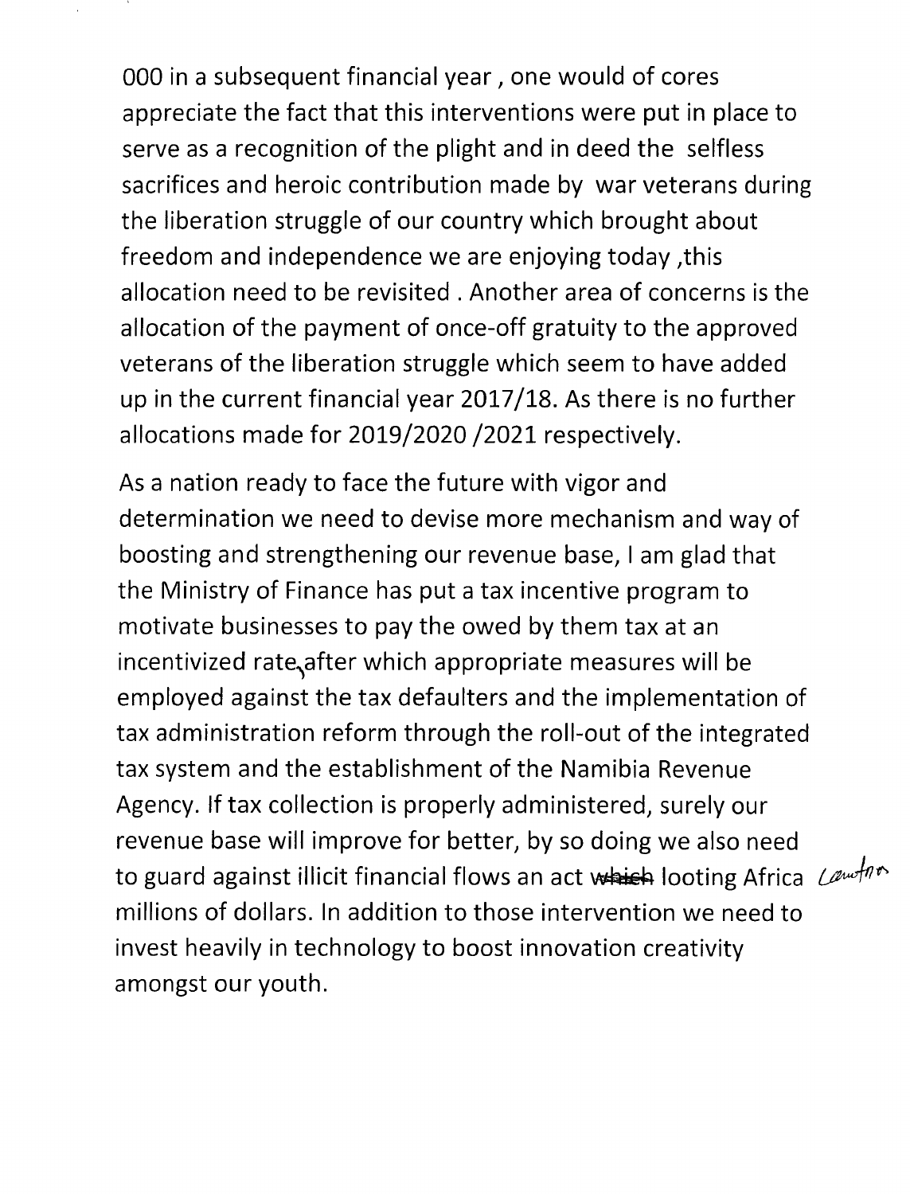000 in a subsequent financial year , one would of cores appreciate the fact that this interventions were put in place to serve as a recognition of the plight and in deed the selfless sacrifices and heroic contribution made by war veterans during the liberation struggle of our country which brought about freedom and independence we are enjoying today ,this allocation need to be revisited . Another area of concerns is the allocation of the payment of once-off gratuity to the approved veterans of the liberation struggle which seem to have added up in the current financial year 2017/18. As there is no further allocations made for 2019/2020 /2021 respectively.

As a nation ready to face the future with vigor and determination we need to devise more mechanism and way of boosting and strengthening our revenue base, I am glad that the Ministry of Finance has put a tax incentive program to motivate businesses to pay the owed by them tax at an incentivized rate, after which appropriate measures will be employed against the tax defaulters and the implementation of tax administration reform through the roll-out of the integrated tax system and the establishment of the Namibia Revenue Agency. If tax collection is properly administered, surely our revenue base will improve for better, by so doing we also need to guard against illicit financial flows an act ~~which~~ looting Africa *[handwritten: costing]* millions of dollars. In addition to those intervention we need to invest heavily in technology to boost innovation creativity amongst our youth.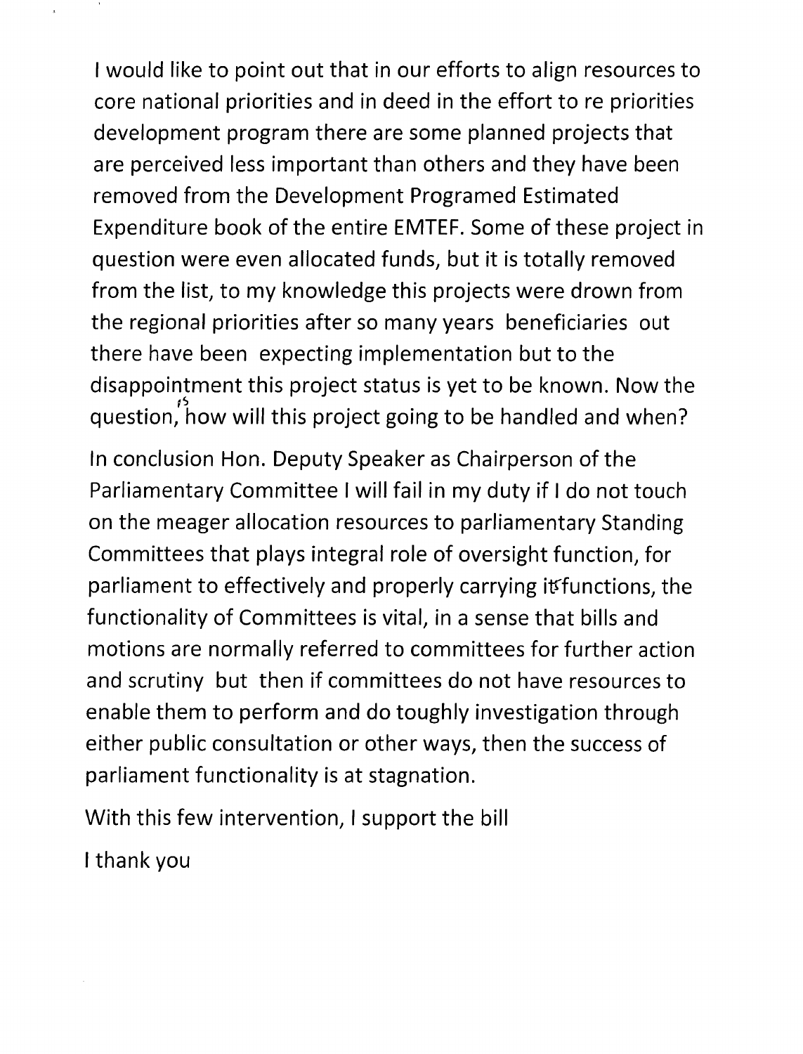I would like to point out that in our efforts to align resources to core national priorities and in deed in the effort to re priorities development program there are some planned projects that are perceived less important than others and they have been removed from the Development Programed Estimated Expenditure book of the entire EMTEF. Some of these project in question were even allocated funds, but it is totally removed from the list, to my knowledge this projects were drown from the regional priorities after so many years beneficiaries out there have been expecting implementation but to the disappointment this project status is yet to be known. Now the question, is how will this project going to be handled and when?

In conclusion Hon. Deputy Speaker as Chairperson of the Parliamentary Committee I will fail in my duty if I do not touch on the meager allocation resources to parliamentary Standing Committees that plays integral role of oversight function, for parliament to effectively and properly carrying its functions, the functionality of Committees is vital, in a sense that bills and motions are normally referred to committees for further action and scrutiny but then if committees do not have resources to enable them to perform and do toughly investigation through either public consultation or other ways, then the success of parliament functionality is at stagnation.

With this few intervention, I support the bill

I thank you